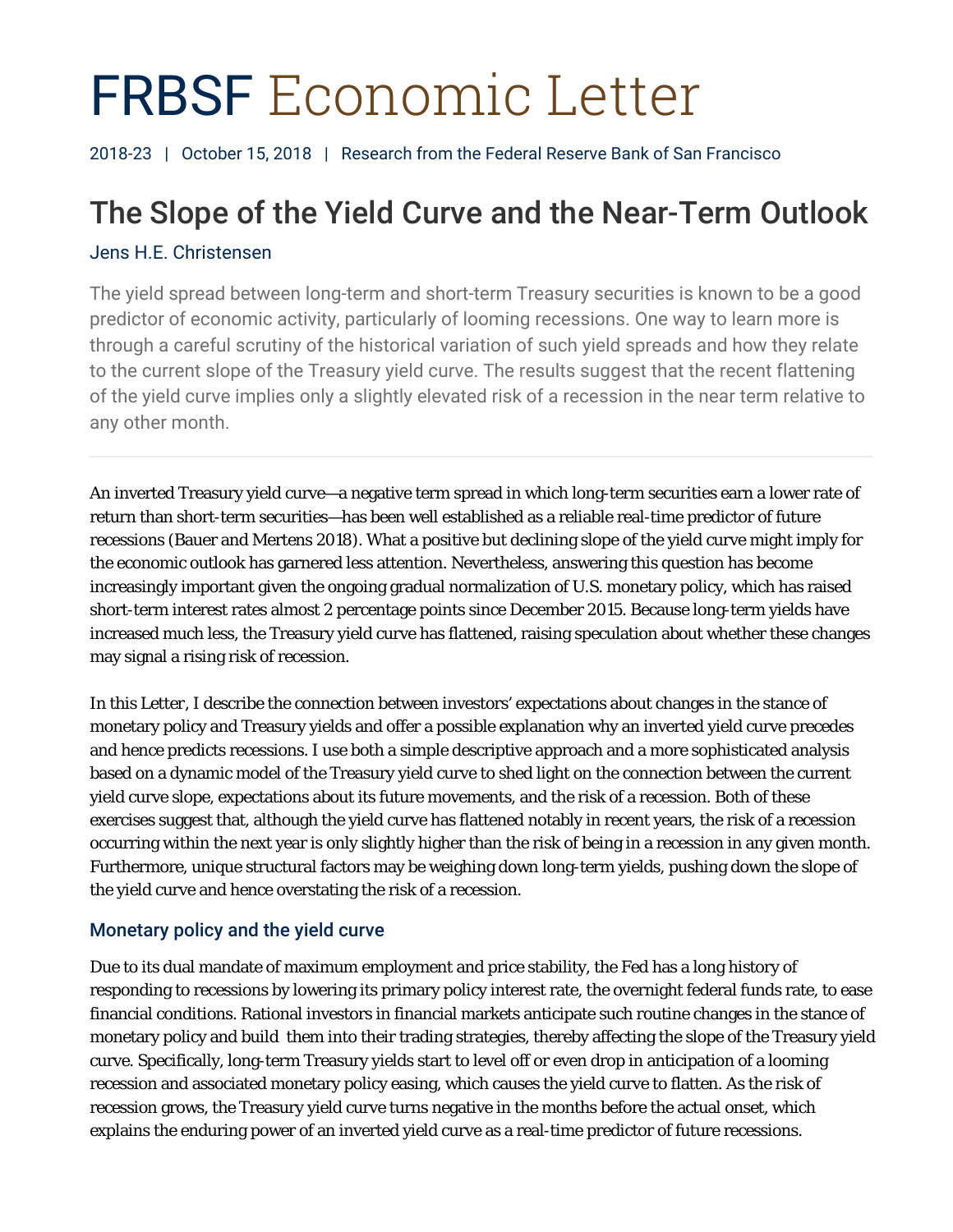# FRBSF Economic Letter

2018-23 | October 15, 2018 | Research from the Federal Reserve Bank of San Francisco

## The Slope of the Yield Curve and the Near-Term Outlook

Jens H.E. Christensen

The yield spread between long-term and short-term Treasury securities is known to be a good predictor of economic activity, particularly of looming recessions. One way to learn more is through a careful scrutiny of the historical variation of such yield spreads and how they relate to the current slope of the Treasury yield curve. The results suggest that the recent flattening of the yield curve implies only a slightly elevated risk of a recession in the near term relative to any other month.

---

An inverted Treasury yield curve—a negative term spread in which long-term securities earn a lower rate of return than short-term securities—has been well established as a reliable real-time predictor of future recessions (Bauer and Mertens 2018). What a positive but declining slope of the yield curve might imply for the economic outlook has garnered less attention. Nevertheless, answering this question has become increasingly important given the ongoing gradual normalization of U.S. monetary policy, which has raised short-term interest rates almost 2 percentage points since December 2015. Because long-term yields have increased much less, the Treasury yield curve has flattened, raising speculation about whether these changes may signal a rising risk of recession.

In this Letter, I describe the connection between investors' expectations about changes in the stance of monetary policy and Treasury yields and offer a possible explanation why an inverted yield curve precedes and hence predicts recessions. I use both a simple descriptive approach and a more sophisticated analysis based on a dynamic model of the Treasury yield curve to shed light on the connection between the current yield curve slope, expectations about its future movements, and the risk of a recession. Both of these exercises suggest that, although the yield curve has flattened notably in recent years, the risk of a recession occurring within the next year is only slightly higher than the risk of being in a recession in any given month. Furthermore, unique structural factors may be weighing down long-term yields, pushing down the slope of the yield curve and hence overstating the risk of a recession.

### Monetary policy and the yield curve

Due to its dual mandate of maximum employment and price stability, the Fed has a long history of responding to recessions by lowering its primary policy interest rate, the overnight federal funds rate, to ease financial conditions. Rational investors in financial markets anticipate such routine changes in the stance of monetary policy and build them into their trading strategies, thereby affecting the slope of the Treasury yield curve. Specifically, long-term Treasury yields start to level off or even drop in anticipation of a looming recession and associated monetary policy easing, which causes the yield curve to flatten. As the risk of recession grows, the Treasury yield curve turns negative in the months before the actual onset, which explains the enduring power of an inverted yield curve as a real-time predictor of future recessions.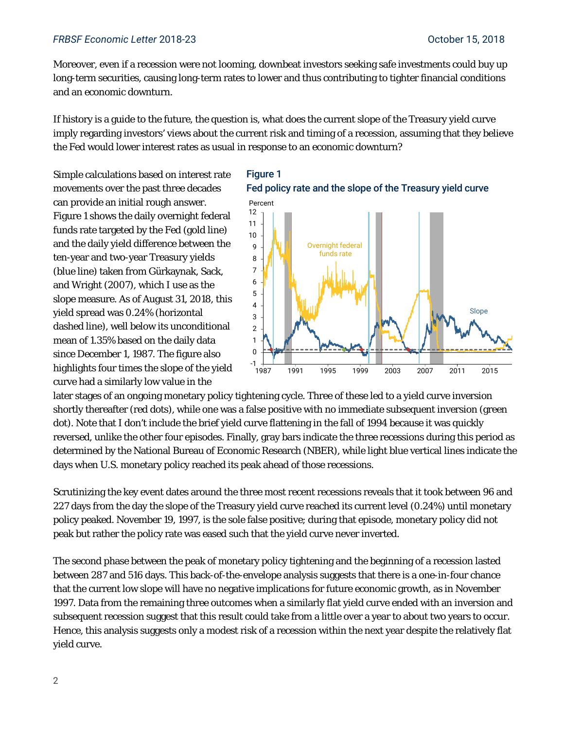Moreover, even if a recession were not looming, downbeat investors seeking safe investments could buy up long-term securities, causing long-term rates to lower and thus contributing to tighter financial conditions and an economic downturn.

If history is a guide to the future, the question is, what does the current slope of the Treasury yield curve imply regarding investors' views about the current risk and timing of a recession, assuming that they believe the Fed would lower interest rates as usual in response to an economic downturn?

**Figure 1**
**Fed policy rate and the slope of the Treasury yield curve**

Simple calculations based on interest rate movements over the past three decades can provide an initial rough answer. Figure 1 shows the daily overnight federal funds rate targeted by the Fed (gold line) and the daily yield difference between the ten-year and two-year Treasury yields (blue line) taken from Gürkaynak, Sack, and Wright (2007), which I use as the slope measure. As of August 31, 2018, this yield spread was 0.24% (horizontal dashed line), well below its unconditional mean of 1.35% based on the daily data since December 1, 1987. The figure also highlights four times the slope of the yield curve had a similarly low value in the later stages of an ongoing monetary policy tightening cycle. Three of these led to a yield curve inversion shortly thereafter (red dots), while one was a false positive with no immediate subsequent inversion (green dot). Note that I don't include the brief yield curve flattening in the fall of 1994 because it was quickly reversed, unlike the other four episodes. Finally, gray bars indicate the three recessions during this period as determined by the National Bureau of Economic Research (NBER), while light blue vertical lines indicate the days when U.S. monetary policy reached its peak ahead of those recessions.

Scrutinizing the key event dates around the three most recent recessions reveals that it took between 96 and 227 days from the day the slope of the Treasury yield curve reached its current level (0.24%) until monetary policy peaked. November 19, 1997, is the sole false positive; during that episode, monetary policy did not peak but rather the policy rate was eased such that the yield curve never inverted.

The second phase between the peak of monetary policy tightening and the beginning of a recession lasted between 287 and 516 days. This back-of-the-envelope analysis suggests that there is a one-in-four chance that the current low slope will have no negative implications for future economic growth, as in November 1997. Data from the remaining three outcomes when a similarly flat yield curve ended with an inversion and subsequent recession suggest that this result could take from a little over a year to about two years to occur. Hence, this analysis suggests only a modest risk of a recession within the next year despite the relatively flat yield curve.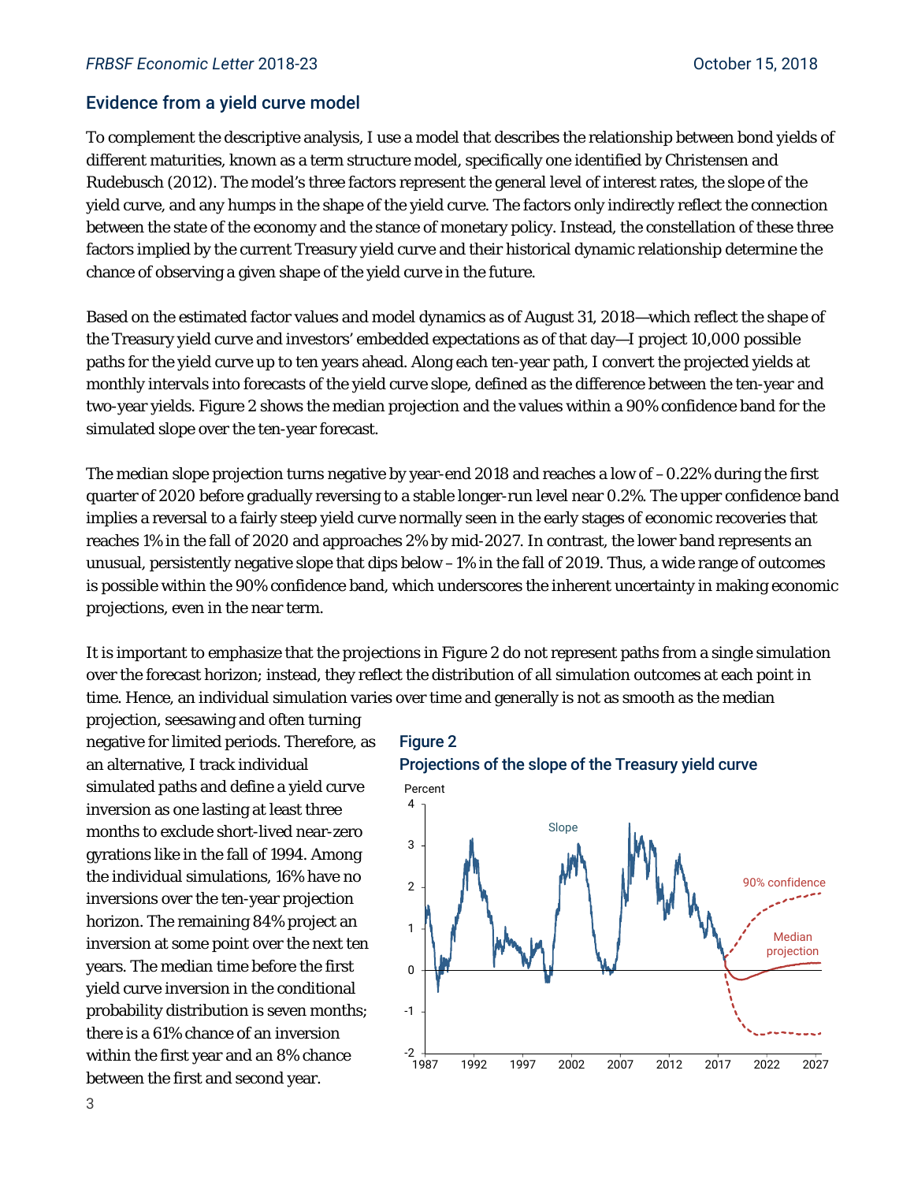## Evidence from a yield curve model

To complement the descriptive analysis, I use a model that describes the relationship between bond yields of different maturities, known as a term structure model, specifically one identified by Christensen and Rudebusch (2012). The model's three factors represent the general level of interest rates, the slope of the yield curve, and any humps in the shape of the yield curve. The factors only indirectly reflect the connection between the state of the economy and the stance of monetary policy. Instead, the constellation of these three factors implied by the current Treasury yield curve and their historical dynamic relationship determine the chance of observing a given shape of the yield curve in the future.

Based on the estimated factor values and model dynamics as of August 31, 2018—which reflect the shape of the Treasury yield curve and investors' embedded expectations as of that day—I project 10,000 possible paths for the yield curve up to ten years ahead. Along each ten-year path, I convert the projected yields at monthly intervals into forecasts of the yield curve slope, defined as the difference between the ten-year and two-year yields. Figure 2 shows the median projection and the values within a 90% confidence band for the simulated slope over the ten-year forecast.

The median slope projection turns negative by year-end 2018 and reaches a low of –0.22% during the first quarter of 2020 before gradually reversing to a stable longer-run level near 0.2%. The upper confidence band implies a reversal to a fairly steep yield curve normally seen in the early stages of economic recoveries that reaches 1% in the fall of 2020 and approaches 2% by mid-2027. In contrast, the lower band represents an unusual, persistently negative slope that dips below –1% in the fall of 2019. Thus, a wide range of outcomes is possible within the 90% confidence band, which underscores the inherent uncertainty in making economic projections, even in the near term.

It is important to emphasize that the projections in Figure 2 do not represent paths from a single simulation over the forecast horizon; instead, they reflect the distribution of all simulation outcomes at each point in time. Hence, an individual simulation varies over time and generally is not as smooth as the median projection, seesawing and often turning negative for limited periods. Therefore, as an alternative, I track individual simulated paths and define a yield curve inversion as one lasting at least three months to exclude short-lived near-zero gyrations like in the fall of 1994. Among the individual simulations, 16% have no inversions over the ten-year projection horizon. The remaining 84% project an inversion at some point over the next ten years. The median time before the first yield curve inversion in the conditional probability distribution is seven months; there is a 61% chance of an inversion within the first year and an 8% chance between the first and second year.

**Figure 2**
**Projections of the slope of the Treasury yield curve**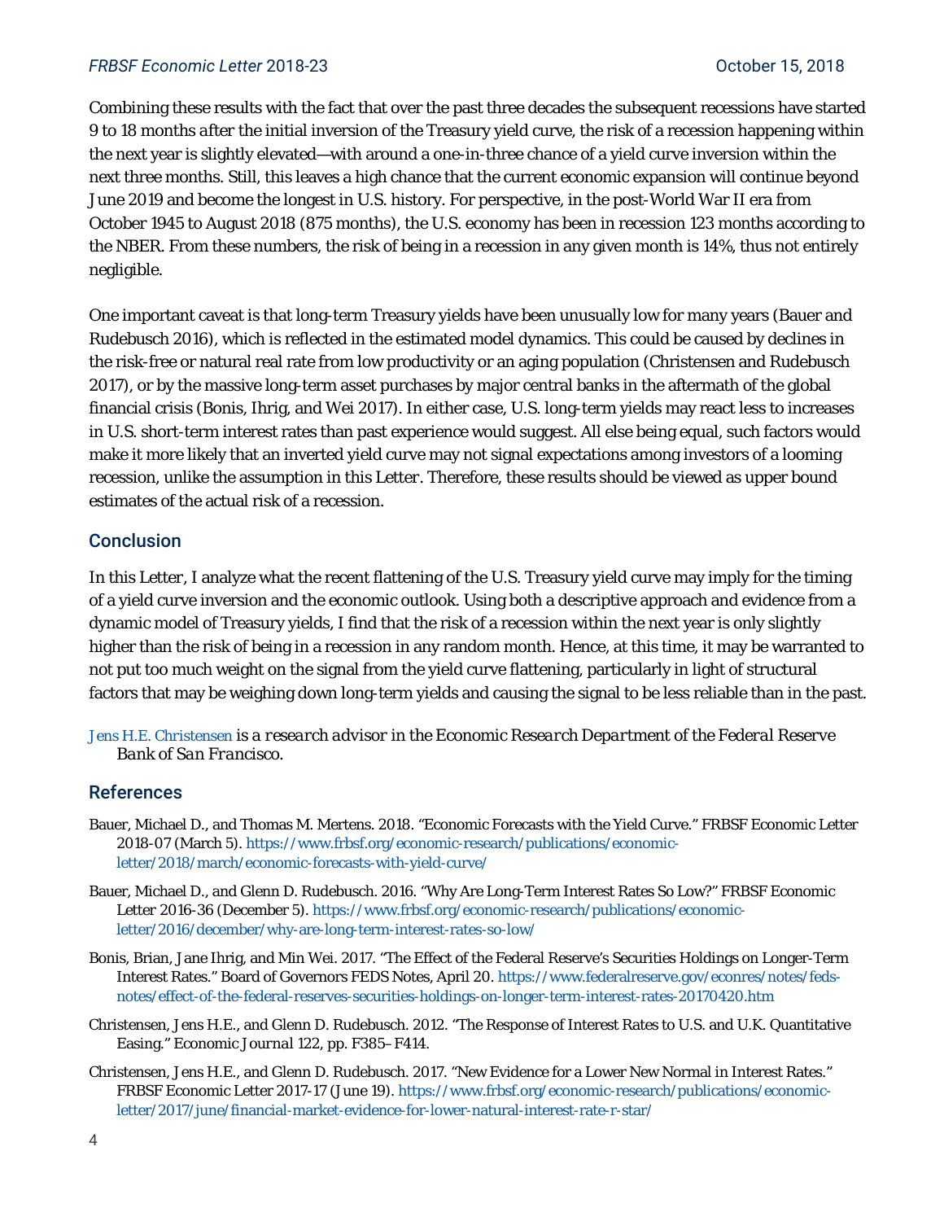Combining these results with the fact that over the past three decades the subsequent recessions have started 9 to 18 months after the initial inversion of the Treasury yield curve, the risk of a recession happening within the next year is slightly elevated—with around a one-in-three chance of a yield curve inversion within the next three months. Still, this leaves a high chance that the current economic expansion will continue beyond June 2019 and become the longest in U.S. history. For perspective, in the post-World War II era from October 1945 to August 2018 (875 months), the U.S. economy has been in recession 123 months according to the NBER. From these numbers, the risk of being in a recession in any given month is 14%, thus not entirely negligible.

One important caveat is that long-term Treasury yields have been unusually low for many years (Bauer and Rudebusch 2016), which is reflected in the estimated model dynamics. This could be caused by declines in the risk-free or natural real rate from low productivity or an aging population (Christensen and Rudebusch 2017), or by the massive long-term asset purchases by major central banks in the aftermath of the global financial crisis (Bonis, Ihrig, and Wei 2017). In either case, U.S. long-term yields may react less to increases in U.S. short-term interest rates than past experience would suggest. All else being equal, such factors would make it more likely that an inverted yield curve may not signal expectations among investors of a looming recession, unlike the assumption in this *Letter*. Therefore, these results should be viewed as upper bound estimates of the actual risk of a recession.

## Conclusion

In this *Letter*, I analyze what the recent flattening of the U.S. Treasury yield curve may imply for the timing of a yield curve inversion and the economic outlook. Using both a descriptive approach and evidence from a dynamic model of Treasury yields, I find that the risk of a recession within the next year is only slightly higher than the risk of being in a recession in any random month. Hence, at this time, it may be warranted to not put too much weight on the signal from the yield curve flattening, particularly in light of structural factors that may be weighing down long-term yields and causing the signal to be less reliable than in the past.

Jens H.E. Christensen *is a research advisor in the Economic Research Department of the Federal Reserve Bank of San Francisco.*

## References

Bauer, Michael D., and Thomas M. Mertens. 2018. "Economic Forecasts with the Yield Curve." FRBSF Economic Letter 2018-07 (March 5). https://www.frbsf.org/economic-research/publications/economic-letter/2018/march/economic-forecasts-with-yield-curve/

Bauer, Michael D., and Glenn D. Rudebusch. 2016. "Why Are Long-Term Interest Rates So Low?" FRBSF Economic Letter 2016-36 (December 5). https://www.frbsf.org/economic-research/publications/economic-letter/2016/december/why-are-long-term-interest-rates-so-low/

Bonis, Brian, Jane Ihrig, and Min Wei. 2017. "The Effect of the Federal Reserve's Securities Holdings on Longer-Term Interest Rates." Board of Governors FEDS Notes, April 20. https://www.federalreserve.gov/econres/notes/feds-notes/effect-of-the-federal-reserves-securities-holdings-on-longer-term-interest-rates-20170420.htm

Christensen, Jens H.E., and Glenn D. Rudebusch. 2012. "The Response of Interest Rates to U.S. and U.K. Quantitative Easing." *Economic Journal* 122, pp. F385–F414.

Christensen, Jens H.E., and Glenn D. Rudebusch. 2017. "New Evidence for a Lower New Normal in Interest Rates." FRBSF Economic Letter 2017-17 (June 19). https://www.frbsf.org/economic-research/publications/economic-letter/2017/june/financial-market-evidence-for-lower-natural-interest-rate-r-star/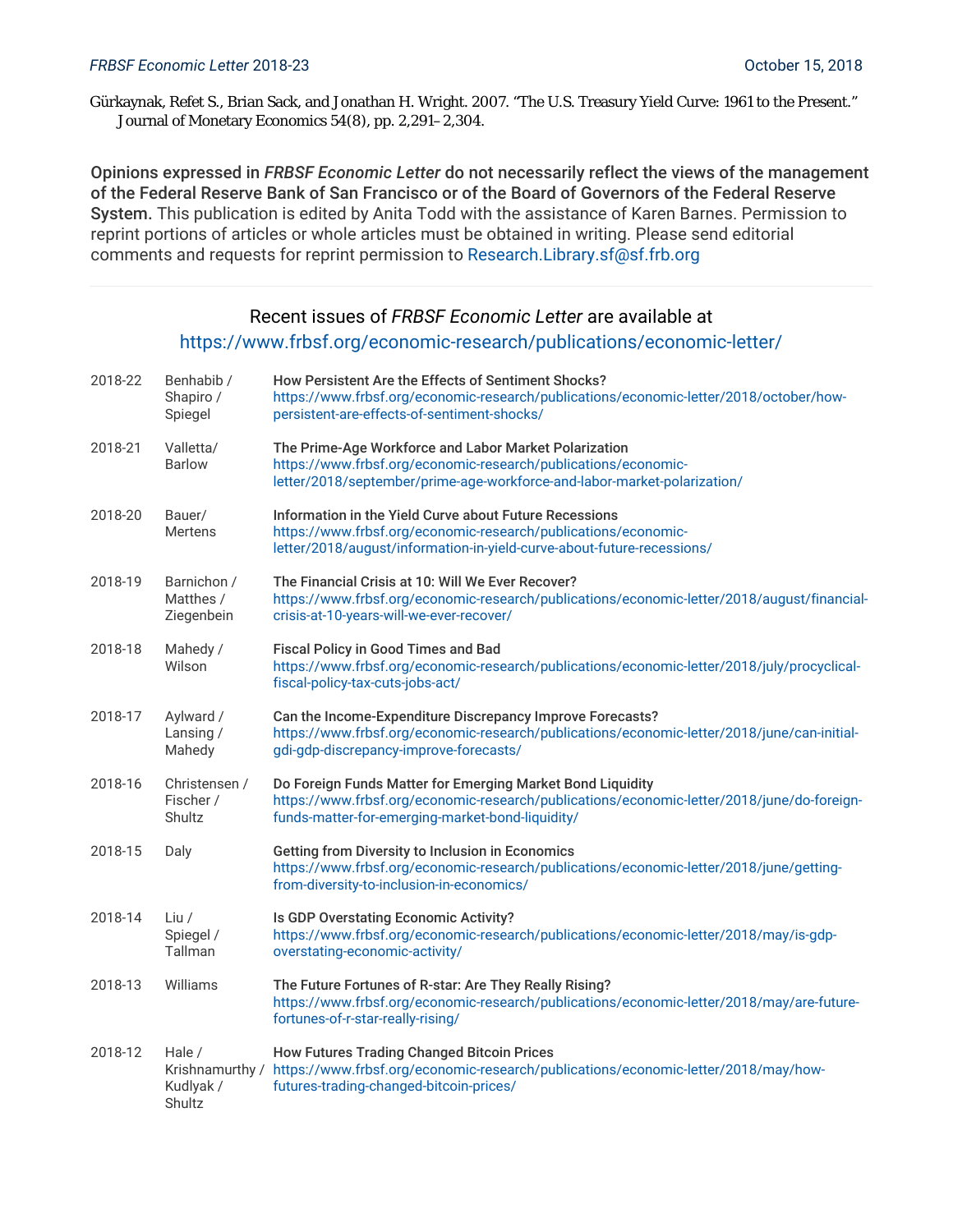Gürkaynak, Refet S., Brian Sack, and Jonathan H. Wright. 2007. "The U.S. Treasury Yield Curve: 1961 to the Present." Journal of Monetary Economics 54(8), pp. 2,291–2,304.

**Opinions expressed in *FRBSF Economic Letter* do not necessarily reflect the views of the management of the Federal Reserve Bank of San Francisco or of the Board of Governors of the Federal Reserve System.** This publication is edited by Anita Todd with the assistance of Karen Barnes. Permission to reprint portions of articles or whole articles must be obtained in writing. Please send editorial comments and requests for reprint permission to Research.Library.sf@sf.frb.org

---

Recent issues of *FRBSF Economic Letter* are available at https://www.frbsf.org/economic-research/publications/economic-letter/

| | | |
|---|---|---|
| 2018-22 | Benhabib / Shapiro / Spiegel | **How Persistent Are the Effects of Sentiment Shocks?** https://www.frbsf.org/economic-research/publications/economic-letter/2018/october/how-persistent-are-effects-of-sentiment-shocks/ |
| 2018-21 | Valletta/ Barlow | **The Prime-Age Workforce and Labor Market Polarization** https://www.frbsf.org/economic-research/publications/economic-letter/2018/september/prime-age-workforce-and-labor-market-polarization/ |
| 2018-20 | Bauer/ Mertens | **Information in the Yield Curve about Future Recessions** https://www.frbsf.org/economic-research/publications/economic-letter/2018/august/information-in-yield-curve-about-future-recessions/ |
| 2018-19 | Barnichon / Matthes / Ziegenbein | **The Financial Crisis at 10: Will We Ever Recover?** https://www.frbsf.org/economic-research/publications/economic-letter/2018/august/financial-crisis-at-10-years-will-we-ever-recover/ |
| 2018-18 | Mahedy / Wilson | **Fiscal Policy in Good Times and Bad** https://www.frbsf.org/economic-research/publications/economic-letter/2018/july/procyclical-fiscal-policy-tax-cuts-jobs-act/ |
| 2018-17 | Aylward / Lansing / Mahedy | **Can the Income-Expenditure Discrepancy Improve Forecasts?** https://www.frbsf.org/economic-research/publications/economic-letter/2018/june/can-initial-gdi-gdp-discrepancy-improve-forecasts/ |
| 2018-16 | Christensen / Fischer / Shultz | **Do Foreign Funds Matter for Emerging Market Bond Liquidity** https://www.frbsf.org/economic-research/publications/economic-letter/2018/june/do-foreign-funds-matter-for-emerging-market-bond-liquidity/ |
| 2018-15 | Daly | **Getting from Diversity to Inclusion in Economics** https://www.frbsf.org/economic-research/publications/economic-letter/2018/june/getting-from-diversity-to-inclusion-in-economics/ |
| 2018-14 | Liu / Spiegel / Tallman | **Is GDP Overstating Economic Activity?** https://www.frbsf.org/economic-research/publications/economic-letter/2018/may/is-gdp-overstating-economic-activity/ |
| 2018-13 | Williams | **The Future Fortunes of R-star: Are They Really Rising?** https://www.frbsf.org/economic-research/publications/economic-letter/2018/may/are-future-fortunes-of-r-star-really-rising/ |
| 2018-12 | Hale / Krishnamurthy / Kudlyak / Shultz | **How Futures Trading Changed Bitcoin Prices** https://www.frbsf.org/economic-research/publications/economic-letter/2018/may/how-futures-trading-changed-bitcoin-prices/ |